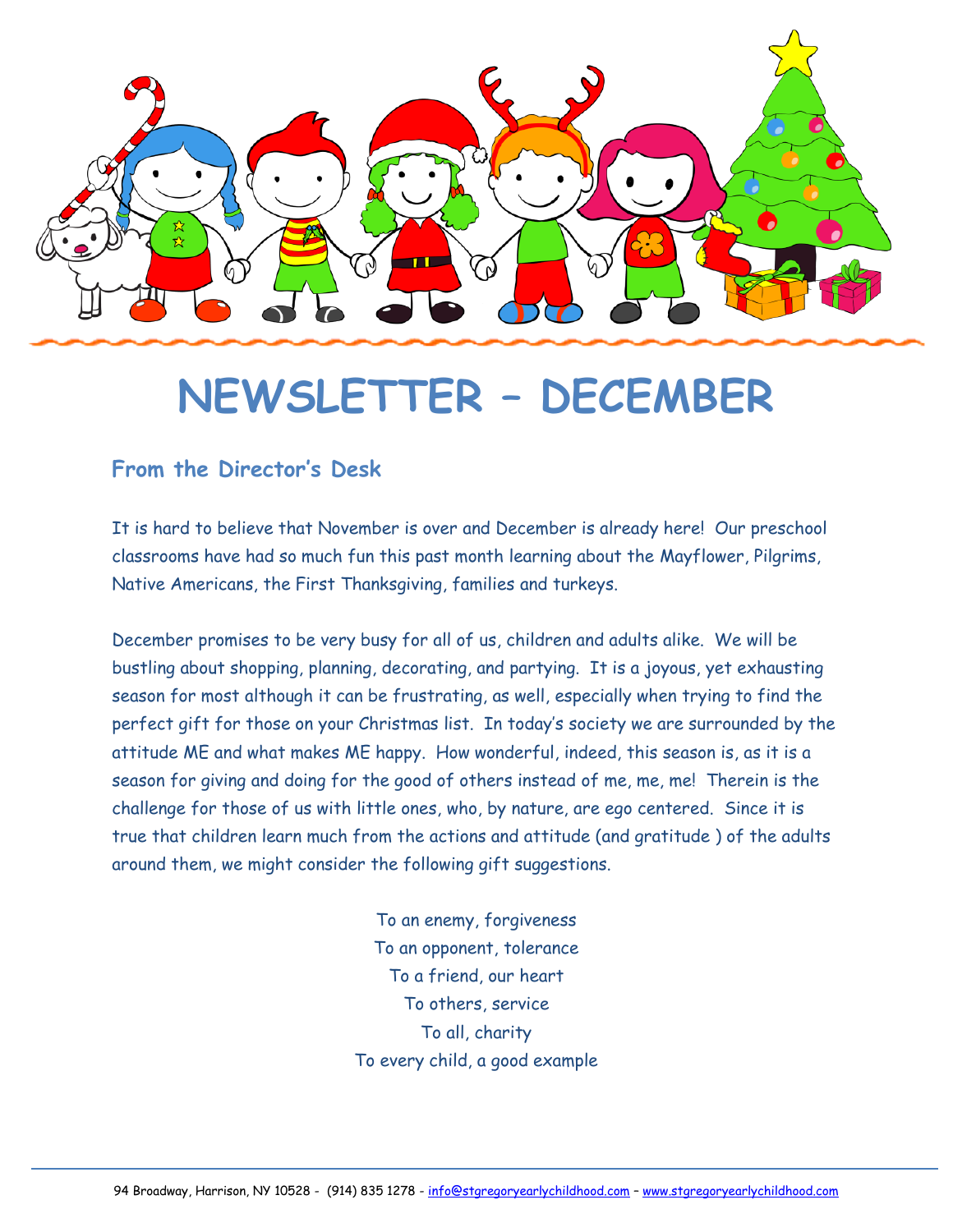# NEWSLETTER – DECEMBER

## From the Director's Desk

It is hard to believe that November is over and December is already here! Our preschool classrooms have had so much fun this past month learning about the Mayflower, Pilgrims, Native Americans, the First Thanksgiving, families and turkeys.

December promises to be very busy for all of us, children and adults alike. We will be bustling about shopping, planning, decorating, and partying. It is a joyous, yet exhausting season for most although it can be frustrating, as well, especially when trying to find the perfect gift for those on your Christmas list. In today's society we are surrounded by the attitude ME and what makes ME happy. How wonderful, indeed, this season is, as it is a season for giving and doing for the good of others instead of me, me, me! Therein is the challenge for those of us with little ones, who, by nature, are ego centered. Since it is true that children learn much from the actions and attitude (and gratitude ) of the adults around them, we might consider the following gift suggestions.

To an enemy, forgiveness  
To an opponent, tolerance  
To a friend, our heart  
To others, service  
To all, charity  
To every child, a good example

94 Broadway, Harrison, NY 10528 - (914) 835 1278 - info@stgregoryearlychildhood.com – www.stgregoryearlychildhood.com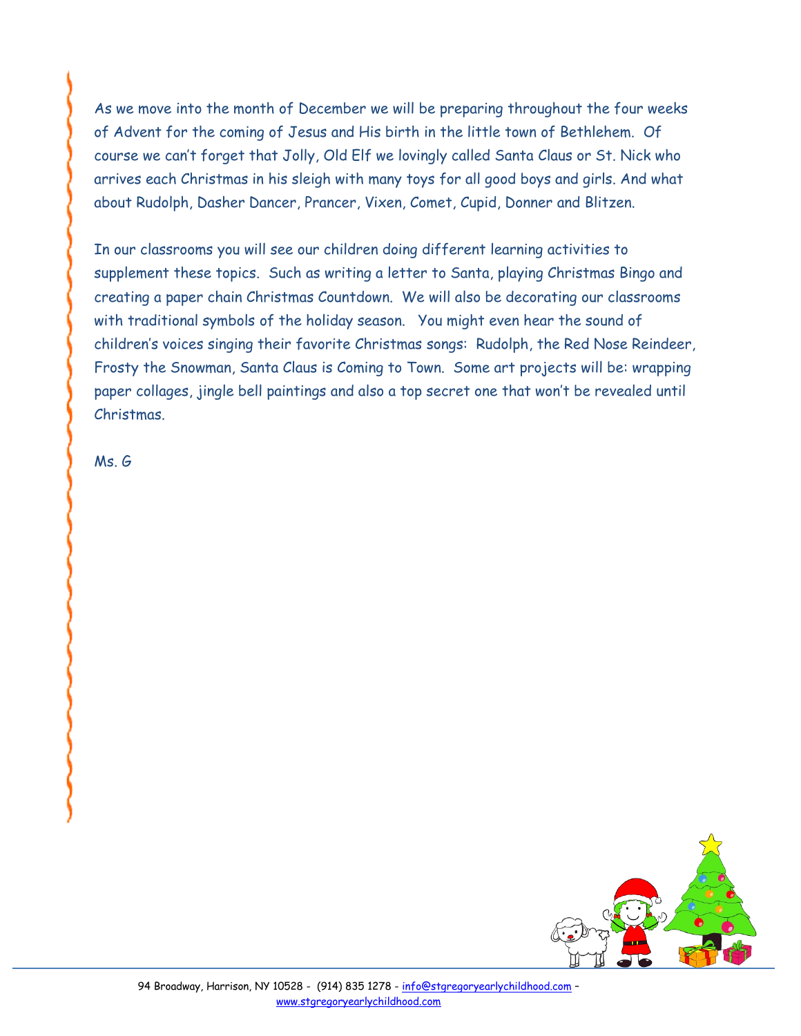As we move into the month of December we will be preparing throughout the four weeks of Advent for the coming of Jesus and His birth in the little town of Bethlehem. Of course we can't forget that Jolly, Old Elf we lovingly called Santa Claus or St. Nick who arrives each Christmas in his sleigh with many toys for all good boys and girls. And what about Rudolph, Dasher Dancer, Prancer, Vixen, Comet, Cupid, Donner and Blitzen.

In our classrooms you will see our children doing different learning activities to supplement these topics. Such as writing a letter to Santa, playing Christmas Bingo and creating a paper chain Christmas Countdown. We will also be decorating our classrooms with traditional symbols of the holiday season. You might even hear the sound of children's voices singing their favorite Christmas songs: Rudolph, the Red Nose Reindeer, Frosty the Snowman, Santa Claus is Coming to Town. Some art projects will be: wrapping paper collages, jingle bell paintings and also a top secret one that won't be revealed until Christmas.

Ms. G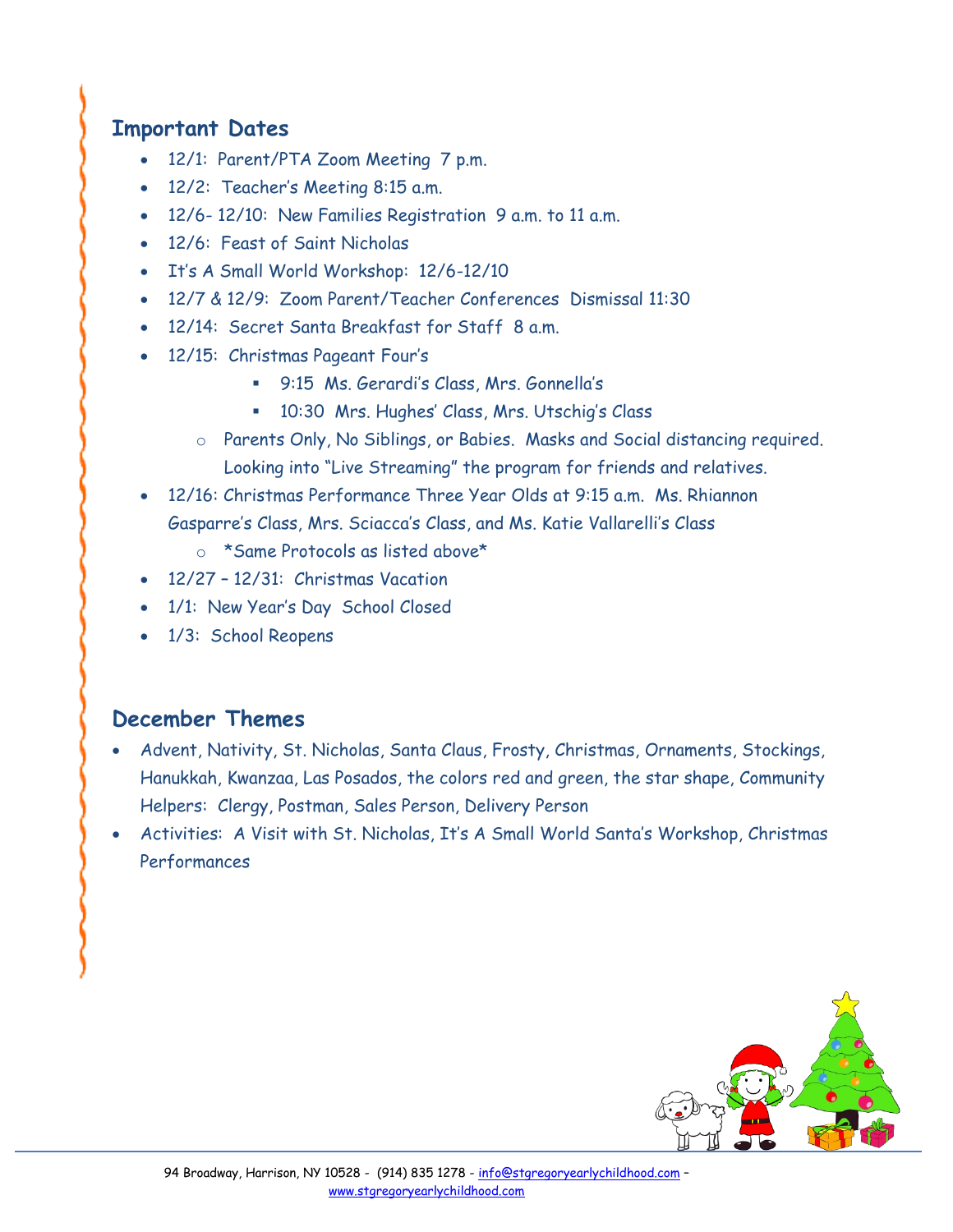## Important Dates

- 12/1: Parent/PTA Zoom Meeting 7 p.m.
- 12/2: Teacher's Meeting 8:15 a.m.
- 12/6- 12/10: New Families Registration 9 a.m. to 11 a.m.
- 12/6: Feast of Saint Nicholas
- It's A Small World Workshop: 12/6-12/10
- 12/7 & 12/9: Zoom Parent/Teacher Conferences Dismissal 11:30
- 12/14: Secret Santa Breakfast for Staff 8 a.m.
- 12/15: Christmas Pageant Four's
    - 9:15 Ms. Gerardi's Class, Mrs. Gonnella's
    - 10:30 Mrs. Hughes' Class, Mrs. Utschig's Class
  - Parents Only, No Siblings, or Babies. Masks and Social distancing required. Looking into "Live Streaming" the program for friends and relatives.
- 12/16: Christmas Performance Three Year Olds at 9:15 a.m. Ms. Rhiannon Gasparre's Class, Mrs. Sciacca's Class, and Ms. Katie Vallarelli's Class
  - *Same Protocols as listed above*
- 12/27 – 12/31: Christmas Vacation
- 1/1: New Year's Day School Closed
- 1/3: School Reopens

## December Themes

- Advent, Nativity, St. Nicholas, Santa Claus, Frosty, Christmas, Ornaments, Stockings, Hanukkah, Kwanzaa, Las Posados, the colors red and green, the star shape, Community Helpers: Clergy, Postman, Sales Person, Delivery Person
- Activities: A Visit with St. Nicholas, It's A Small World Santa's Workshop, Christmas Performances

94 Broadway, Harrison, NY 10528 - (914) 835 1278 - info@stgregoryearlychildhood.com – www.stgregoryearlychildhood.com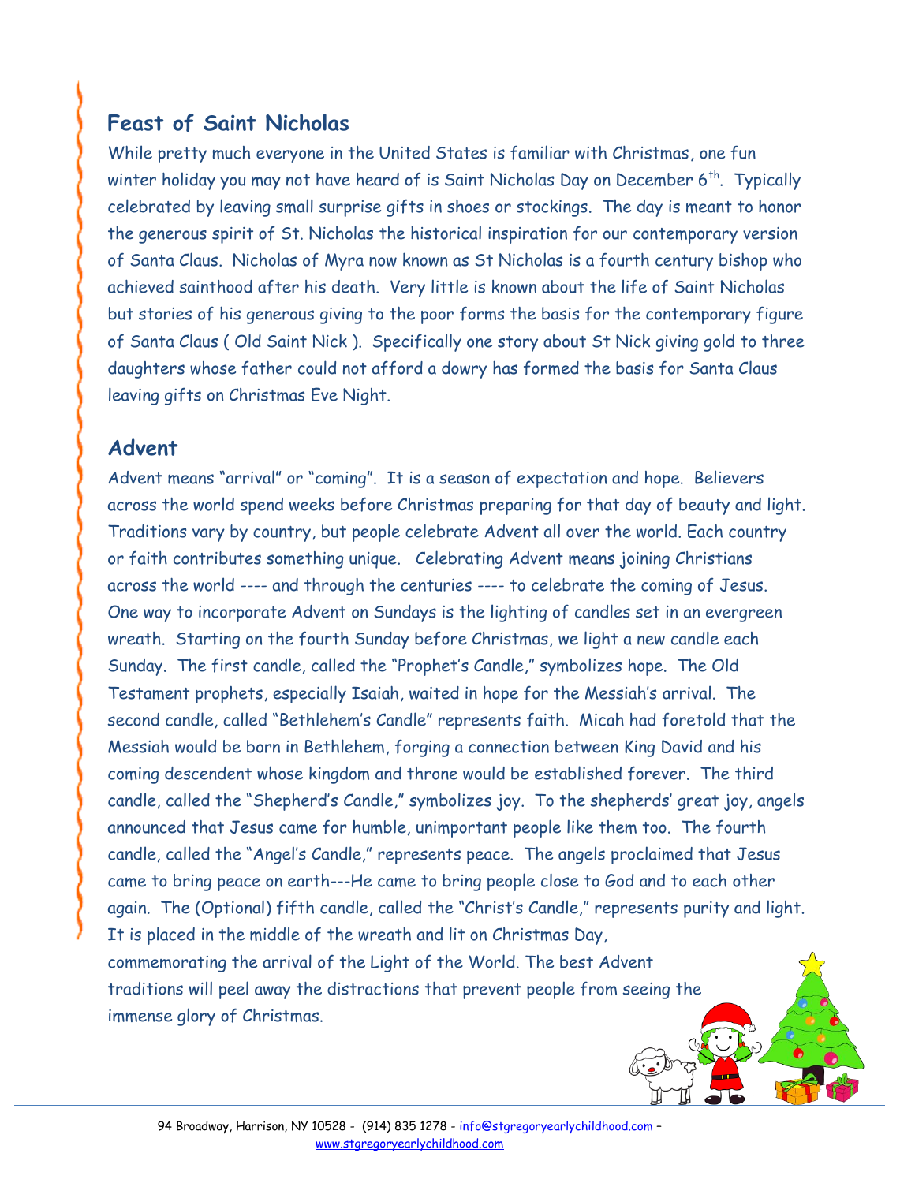## Feast of Saint Nicholas

While pretty much everyone in the United States is familiar with Christmas, one fun winter holiday you may not have heard of is Saint Nicholas Day on December 6th. Typically celebrated by leaving small surprise gifts in shoes or stockings. The day is meant to honor the generous spirit of St. Nicholas the historical inspiration for our contemporary version of Santa Claus. Nicholas of Myra now known as St Nicholas is a fourth century bishop who achieved sainthood after his death. Very little is known about the life of Saint Nicholas but stories of his generous giving to the poor forms the basis for the contemporary figure of Santa Claus ( Old Saint Nick ). Specifically one story about St Nick giving gold to three daughters whose father could not afford a dowry has formed the basis for Santa Claus leaving gifts on Christmas Eve Night.

## Advent

Advent means "arrival" or "coming". It is a season of expectation and hope. Believers across the world spend weeks before Christmas preparing for that day of beauty and light. Traditions vary by country, but people celebrate Advent all over the world. Each country or faith contributes something unique. Celebrating Advent means joining Christians across the world ---- and through the centuries ---- to celebrate the coming of Jesus. One way to incorporate Advent on Sundays is the lighting of candles set in an evergreen wreath. Starting on the fourth Sunday before Christmas, we light a new candle each Sunday. The first candle, called the "Prophet's Candle," symbolizes hope. The Old Testament prophets, especially Isaiah, waited in hope for the Messiah's arrival. The second candle, called "Bethlehem's Candle" represents faith. Micah had foretold that the Messiah would be born in Bethlehem, forging a connection between King David and his coming descendent whose kingdom and throne would be established forever. The third candle, called the "Shepherd's Candle," symbolizes joy. To the shepherds' great joy, angels announced that Jesus came for humble, unimportant people like them too. The fourth candle, called the "Angel's Candle," represents peace. The angels proclaimed that Jesus came to bring peace on earth---He came to bring people close to God and to each other again. The (Optional) fifth candle, called the "Christ's Candle," represents purity and light. It is placed in the middle of the wreath and lit on Christmas Day, commemorating the arrival of the Light of the World. The best Advent traditions will peel away the distractions that prevent people from seeing the immense glory of Christmas.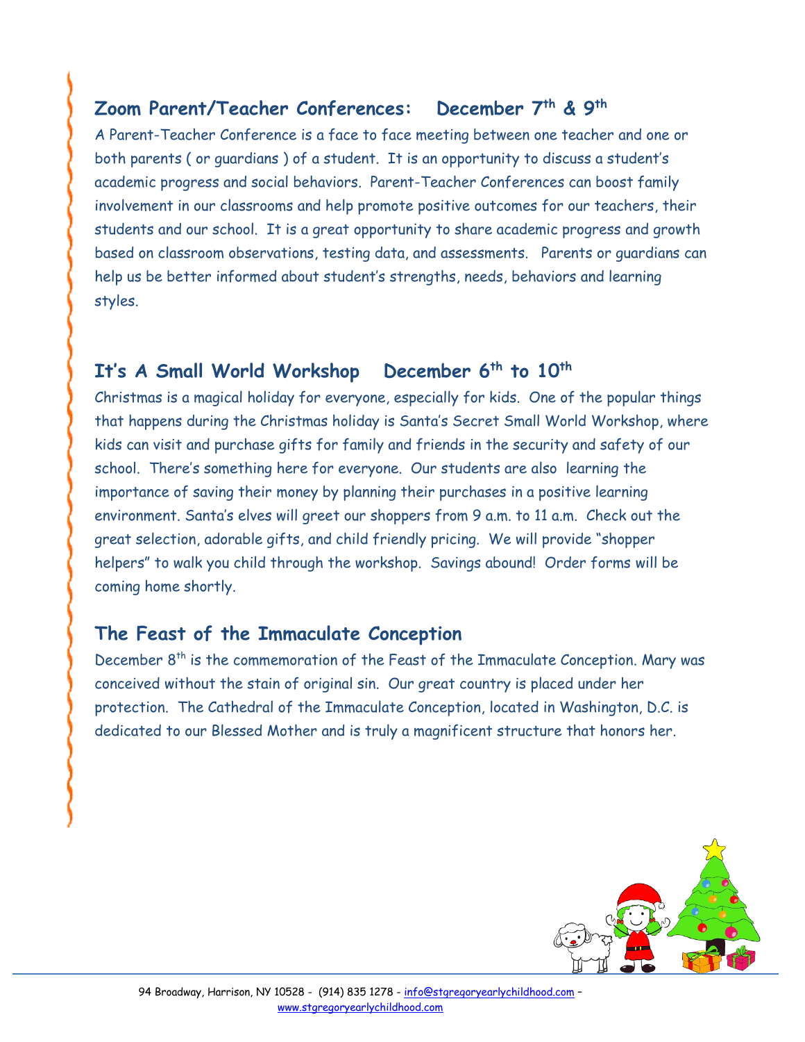## Zoom Parent/Teacher Conferences: December 7th & 9th

A Parent-Teacher Conference is a face to face meeting between one teacher and one or both parents ( or guardians ) of a student. It is an opportunity to discuss a student's academic progress and social behaviors. Parent-Teacher Conferences can boost family involvement in our classrooms and help promote positive outcomes for our teachers, their students and our school. It is a great opportunity to share academic progress and growth based on classroom observations, testing data, and assessments. Parents or guardians can help us be better informed about student's strengths, needs, behaviors and learning styles.

## It's A Small World Workshop December 6th to 10th

Christmas is a magical holiday for everyone, especially for kids. One of the popular things that happens during the Christmas holiday is Santa's Secret Small World Workshop, where kids can visit and purchase gifts for family and friends in the security and safety of our school. There's something here for everyone. Our students are also learning the importance of saving their money by planning their purchases in a positive learning environment. Santa's elves will greet our shoppers from 9 a.m. to 11 a.m. Check out the great selection, adorable gifts, and child friendly pricing. We will provide "shopper helpers" to walk you child through the workshop. Savings abound! Order forms will be coming home shortly.

## The Feast of the Immaculate Conception

December 8th is the commemoration of the Feast of the Immaculate Conception. Mary was conceived without the stain of original sin. Our great country is placed under her protection. The Cathedral of the Immaculate Conception, located in Washington, D.C. is dedicated to our Blessed Mother and is truly a magnificent structure that honors her.

94 Broadway, Harrison, NY 10528 - (914) 835 1278 - info@stgregoryearlychildhood.com – www.stgregoryearlychildhood.com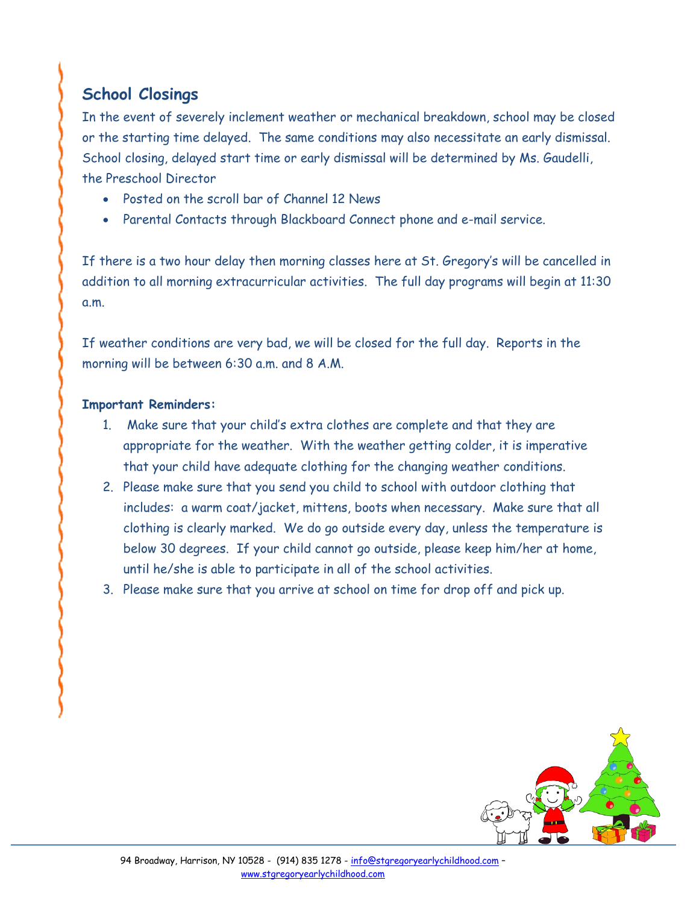## School Closings

In the event of severely inclement weather or mechanical breakdown, school may be closed or the starting time delayed. The same conditions may also necessitate an early dismissal. School closing, delayed start time or early dismissal will be determined by Ms. Gaudelli, the Preschool Director

- Posted on the scroll bar of Channel 12 News
- Parental Contacts through Blackboard Connect phone and e-mail service.

If there is a two hour delay then morning classes here at St. Gregory's will be cancelled in addition to all morning extracurricular activities. The full day programs will begin at 11:30 a.m.

If weather conditions are very bad, we will be closed for the full day. Reports in the morning will be between 6:30 a.m. and 8 A.M.

**Important Reminders:**

1. Make sure that your child's extra clothes are complete and that they are appropriate for the weather. With the weather getting colder, it is imperative that your child have adequate clothing for the changing weather conditions.
2. Please make sure that you send you child to school with outdoor clothing that includes: a warm coat/jacket, mittens, boots when necessary. Make sure that all clothing is clearly marked. We do go outside every day, unless the temperature is below 30 degrees. If your child cannot go outside, please keep him/her at home, until he/she is able to participate in all of the school activities.
3. Please make sure that you arrive at school on time for drop off and pick up.

94 Broadway, Harrison, NY 10528 - (914) 835 1278 - info@stgregoryearlychildhood.com – www.stgregoryearlychildhood.com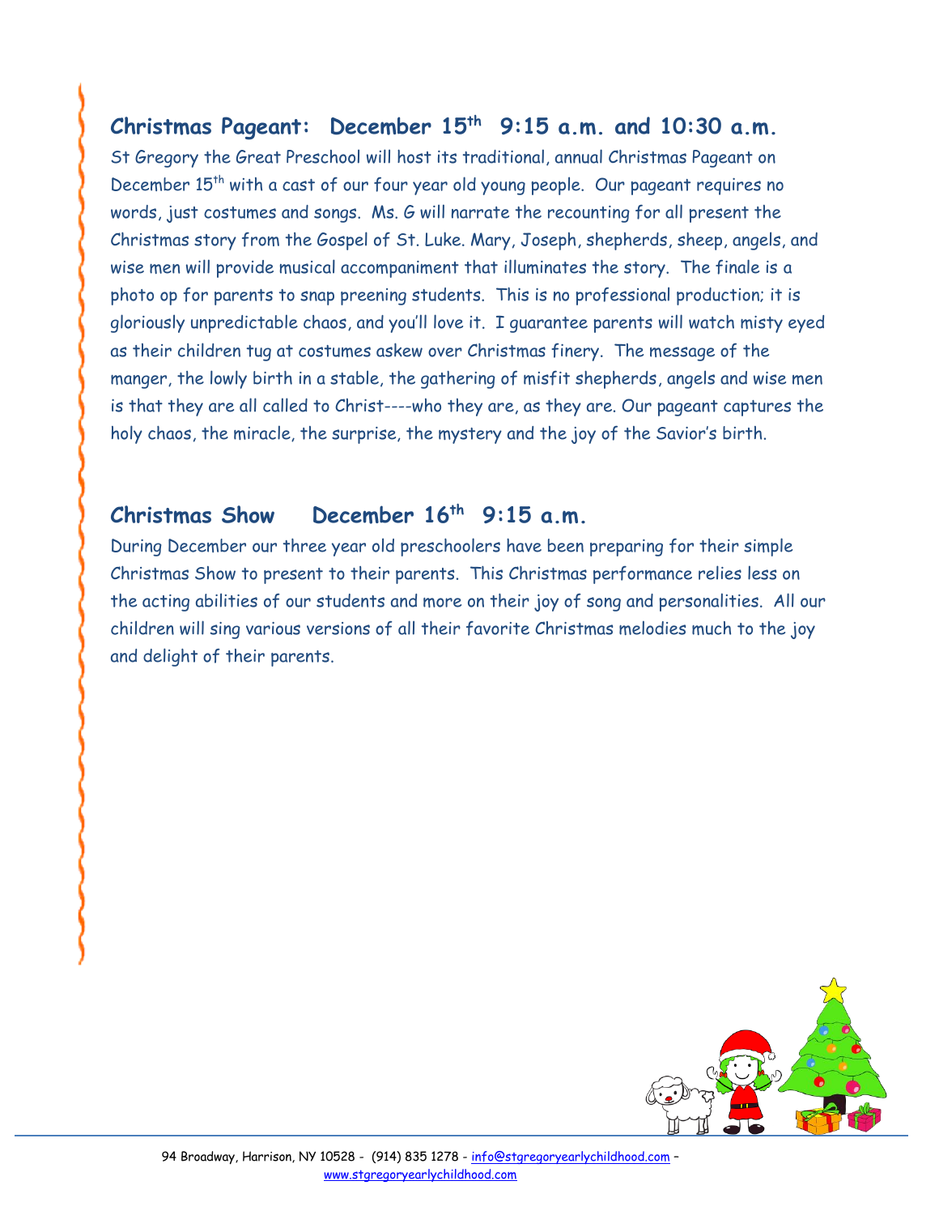## Christmas Pageant: December 15th 9:15 a.m. and 10:30 a.m.

St Gregory the Great Preschool will host its traditional, annual Christmas Pageant on December 15th with a cast of our four year old young people. Our pageant requires no words, just costumes and songs. Ms. G will narrate the recounting for all present the Christmas story from the Gospel of St. Luke. Mary, Joseph, shepherds, sheep, angels, and wise men will provide musical accompaniment that illuminates the story. The finale is a photo op for parents to snap preening students. This is no professional production; it is gloriously unpredictable chaos, and you'll love it. I guarantee parents will watch misty eyed as their children tug at costumes askew over Christmas finery. The message of the manger, the lowly birth in a stable, the gathering of misfit shepherds, angels and wise men is that they are all called to Christ----who they are, as they are. Our pageant captures the holy chaos, the miracle, the surprise, the mystery and the joy of the Savior's birth.

## Christmas Show December 16th 9:15 a.m.

During December our three year old preschoolers have been preparing for their simple Christmas Show to present to their parents. This Christmas performance relies less on the acting abilities of our students and more on their joy of song and personalities. All our children will sing various versions of all their favorite Christmas melodies much to the joy and delight of their parents.

94 Broadway, Harrison, NY 10528 - (914) 835 1278 - info@stgregoryearlychildhood.com – www.stgregoryearlychildhood.com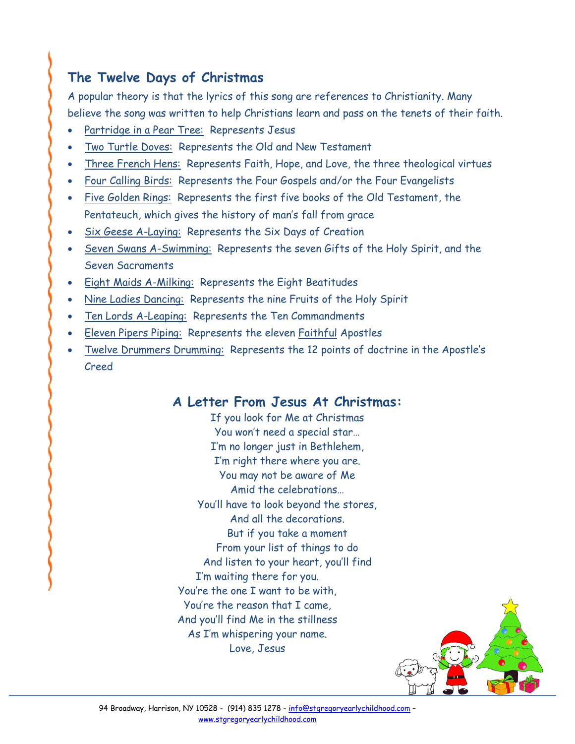## The Twelve Days of Christmas

A popular theory is that the lyrics of this song are references to Christianity. Many believe the song was written to help Christians learn and pass on the tenets of their faith.

- Partridge in a Pear Tree: Represents Jesus
- Two Turtle Doves: Represents the Old and New Testament
- Three French Hens: Represents Faith, Hope, and Love, the three theological virtues
- Four Calling Birds: Represents the Four Gospels and/or the Four Evangelists
- Five Golden Rings: Represents the first five books of the Old Testament, the Pentateuch, which gives the history of man's fall from grace
- Six Geese A-Laying: Represents the Six Days of Creation
- Seven Swans A-Swimming: Represents the seven Gifts of the Holy Spirit, and the Seven Sacraments
- Eight Maids A-Milking: Represents the Eight Beatitudes
- Nine Ladies Dancing: Represents the nine Fruits of the Holy Spirit
- Ten Lords A-Leaping: Represents the Ten Commandments
- Eleven Pipers Piping: Represents the eleven Faithful Apostles
- Twelve Drummers Drumming: Represents the 12 points of doctrine in the Apostle's Creed

## A Letter From Jesus At Christmas:

If you look for Me at Christmas
You won't need a special star…
I'm no longer just in Bethlehem,
I'm right there where you are.
You may not be aware of Me
Amid the celebrations…
You'll have to look beyond the stores,
And all the decorations.
But if you take a moment
From your list of things to do
And listen to your heart, you'll find
I'm waiting there for you.
You're the one I want to be with,
You're the reason that I came,
And you'll find Me in the stillness
As I'm whispering your name.
Love, Jesus

94 Broadway, Harrison, NY 10528 - (914) 835 1278 - info@stgregoryearlychildhood.com – www.stgregoryearlychildhood.com